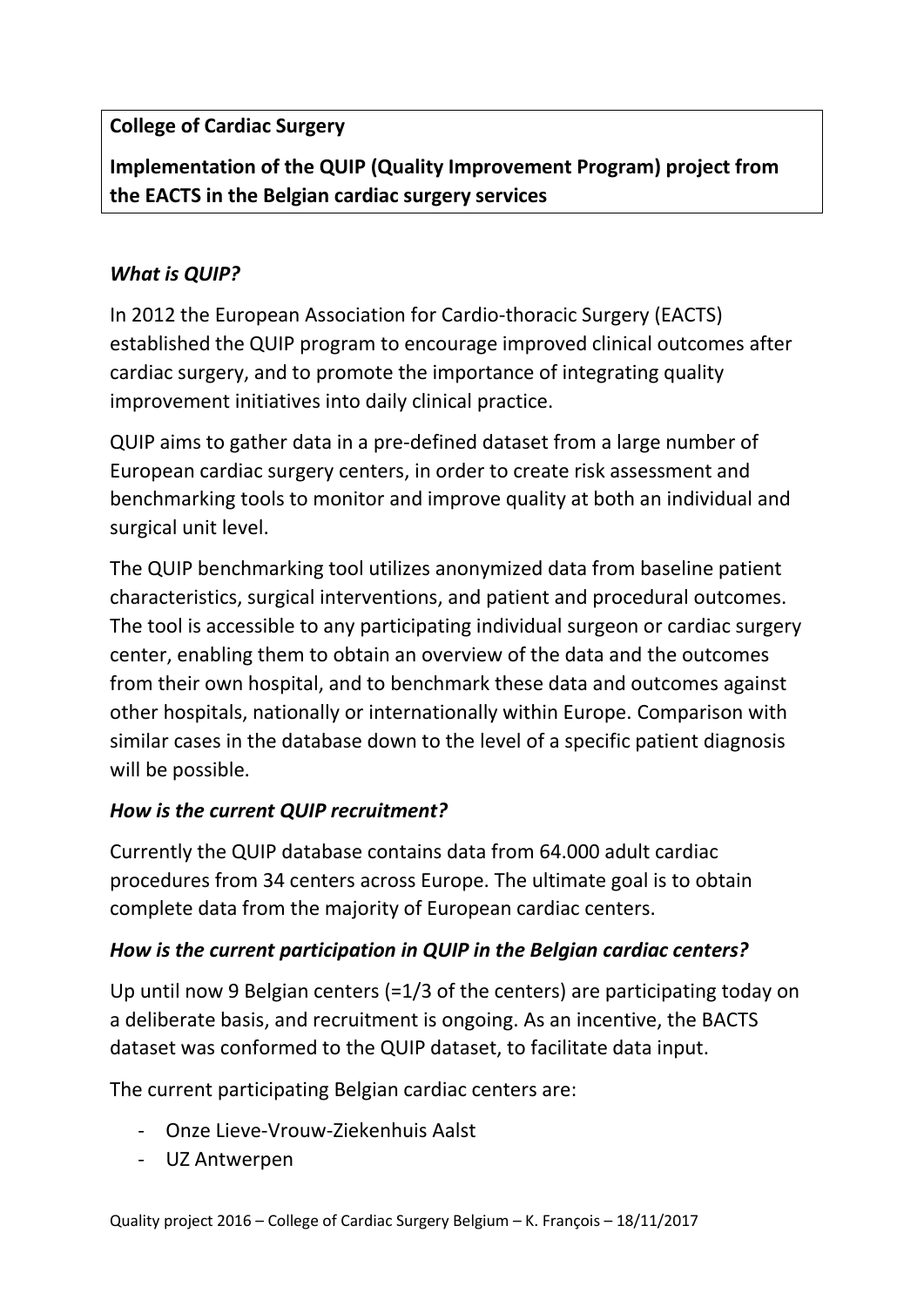**College of Cardiac Surgery**

**Implementation of the QUIP (Quality Improvement Program) project from the EACTS in the Belgian cardiac surgery services**

### *What is QUIP?*

In 2012 the European Association for Cardio-thoracic Surgery (EACTS) established the QUIP program to encourage improved clinical outcomes after cardiac surgery, and to promote the importance of integrating quality improvement initiatives into daily clinical practice.

QUIP aims to gather data in a pre-defined dataset from a large number of European cardiac surgery centers, in order to create risk assessment and benchmarking tools to monitor and improve quality at both an individual and surgical unit level.

The QUIP benchmarking tool utilizes anonymized data from baseline patient characteristics, surgical interventions, and patient and procedural outcomes. The tool is accessible to any participating individual surgeon or cardiac surgery center, enabling them to obtain an overview of the data and the outcomes from their own hospital, and to benchmark these data and outcomes against other hospitals, nationally or internationally within Europe. Comparison with similar cases in the database down to the level of a specific patient diagnosis will be possible.

### *How is the current QUIP recruitment?*

Currently the QUIP database contains data from 64.000 adult cardiac procedures from 34 centers across Europe. The ultimate goal is to obtain complete data from the majority of European cardiac centers.

### *How is the current participation in QUIP in the Belgian cardiac centers?*

Up until now 9 Belgian centers (=1/3 of the centers) are participating today on a deliberate basis, and recruitment is ongoing. As an incentive, the BACTS dataset was conformed to the QUIP dataset, to facilitate data input.

The current participating Belgian cardiac centers are:

- Onze Lieve-Vrouw-Ziekenhuis Aalst
- UZ Antwerpen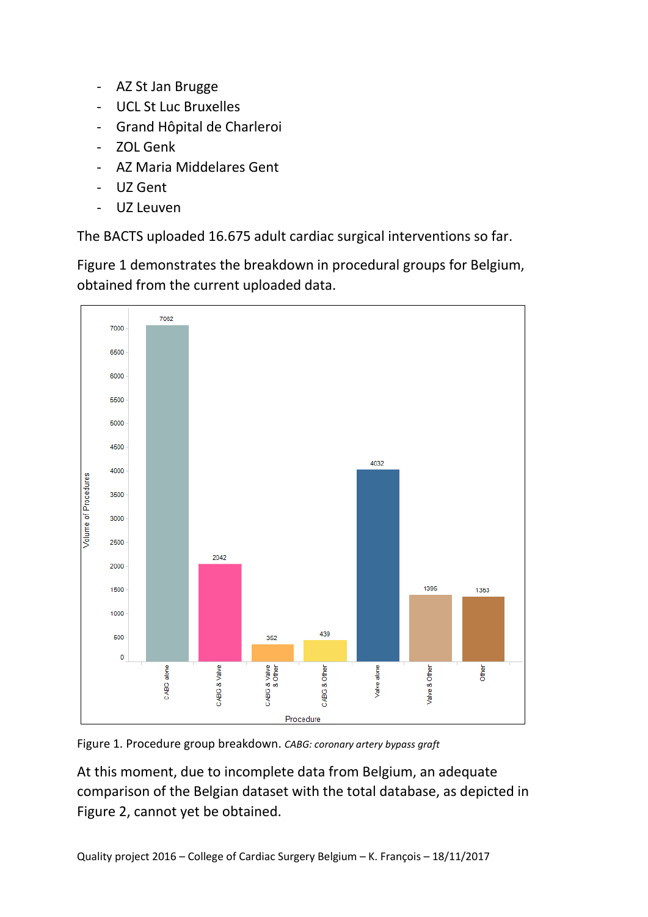- AZ St Jan Brugge
- UCL St Luc Bruxelles
- Grand Hôpital de Charleroi
- ZOL Genk
- AZ Maria Middelares Gent
- UZ Gent
- UZ Leuven

The BACTS uploaded 16.675 adult cardiac surgical interventions so far.

Figure 1 demonstrates the breakdown in procedural groups for Belgium, obtained from the current uploaded data.

| Procedure | Volume of Procedures |
| --- | --- |
| CABG alone | 7062 |
| CABG & Valve | 2042 |
| CABG & Valve & Other | 352 |
| CABG & Other | 439 |
| Valve alone | 4032 |
| Valve & Other | 1395 |
| Other | 1353 |

Figure 1. Procedure group breakdown. *CABG: coronary artery bypass graft*

At this moment, due to incomplete data from Belgium, an adequate comparison of the Belgian dataset with the total database, as depicted in Figure 2, cannot yet be obtained.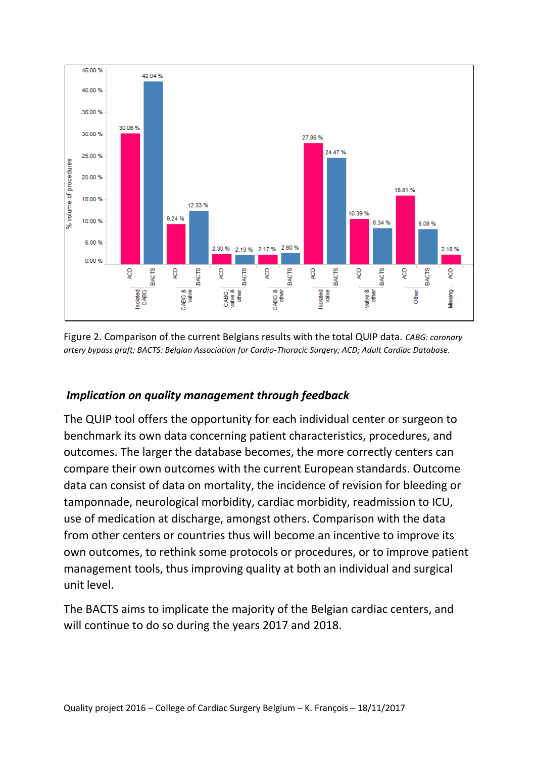45.00 %
40.00 %
35.00 %
30.00 %
25.00 %
20.00 %
15.00 %
10.00 %
5.00 %
0.00 %

% volume of procedures

42.04 %
30.06 %
9.24 %
12.33 %
2.30 %
2.13 %
2.17 %
2.60 %
27.86 %
24.47 %
10.39 %
8.34 %
15.81 %
8.08 %
2.18 %

ACD BACTS ACD BACTS ACD BACTS ACD BACTS ACD BACTS ACD BACTS ACD BACTS ACD

Isolated CABG
CABG & valve
CABG, valve & other
CABG & other
Isolated valve
Valve & other
Other
Missing

Figure 2. Comparison of the current Belgians results with the total QUIP data. *CABG: coronary artery bypass graft; BACTS: Belgian Association for Cardio-Thoracic Surgery; ACD; Adult Cardiac Database.*

### *Implication on quality management through feedback*

The QUIP tool offers the opportunity for each individual center or surgeon to benchmark its own data concerning patient characteristics, procedures, and outcomes. The larger the database becomes, the more correctly centers can compare their own outcomes with the current European standards. Outcome data can consist of data on mortality, the incidence of revision for bleeding or tamponnade, neurological morbidity, cardiac morbidity, readmission to ICU, use of medication at discharge, amongst others. Comparison with the data from other centers or countries thus will become an incentive to improve its own outcomes, to rethink some protocols or procedures, or to improve patient management tools, thus improving quality at both an individual and surgical unit level.

The BACTS aims to implicate the majority of the Belgian cardiac centers, and will continue to do so during the years 2017 and 2018.